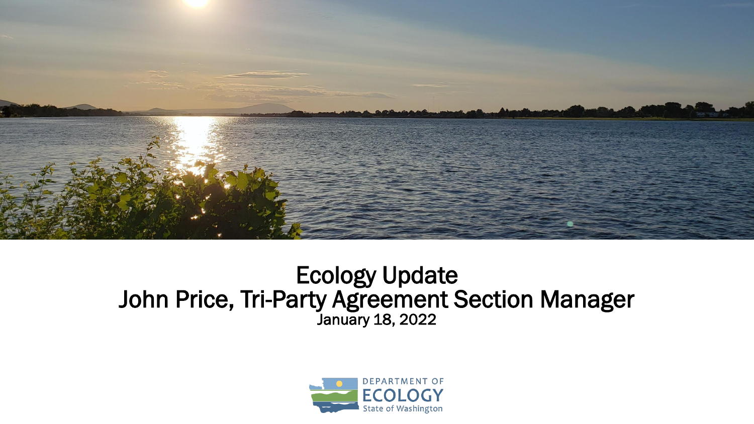# Ecology Update

## John Price, Tri-Party Agreement Section Manager

January 18, 2022

DEPARTMENT OF ECOLOGY
State of Washington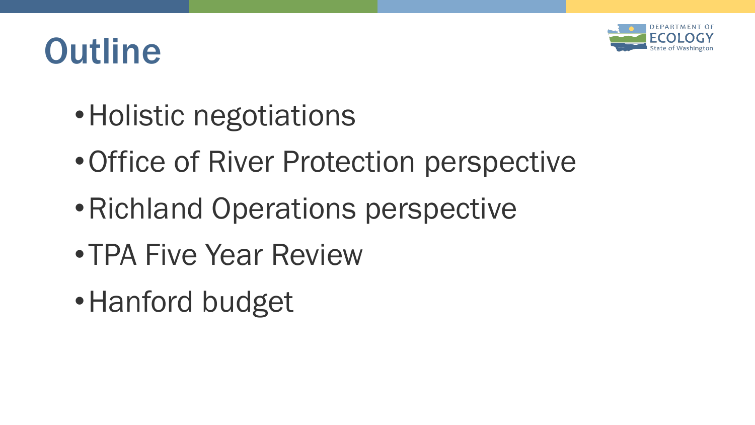# Outline

- Holistic negotiations
- Office of River Protection perspective
- Richland Operations perspective
- TPA Five Year Review
- Hanford budget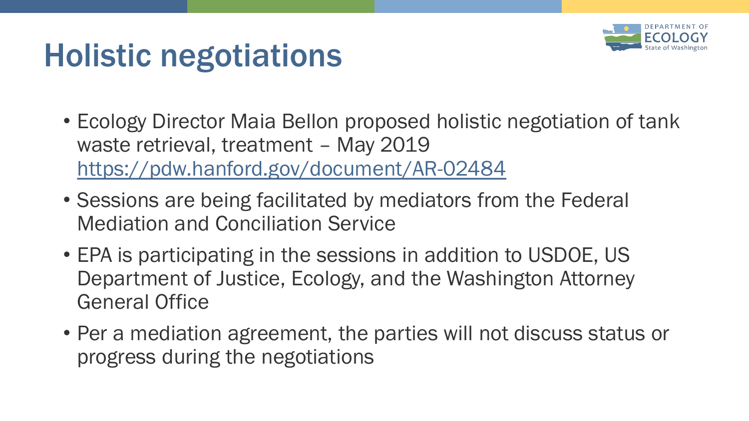# Holistic negotiations

- Ecology Director Maia Bellon proposed holistic negotiation of tank waste retrieval, treatment – May 2019 https://pdw.hanford.gov/document/AR-02484
- Sessions are being facilitated by mediators from the Federal Mediation and Conciliation Service
- EPA is participating in the sessions in addition to USDOE, US Department of Justice, Ecology, and the Washington Attorney General Office
- Per a mediation agreement, the parties will not discuss status or progress during the negotiations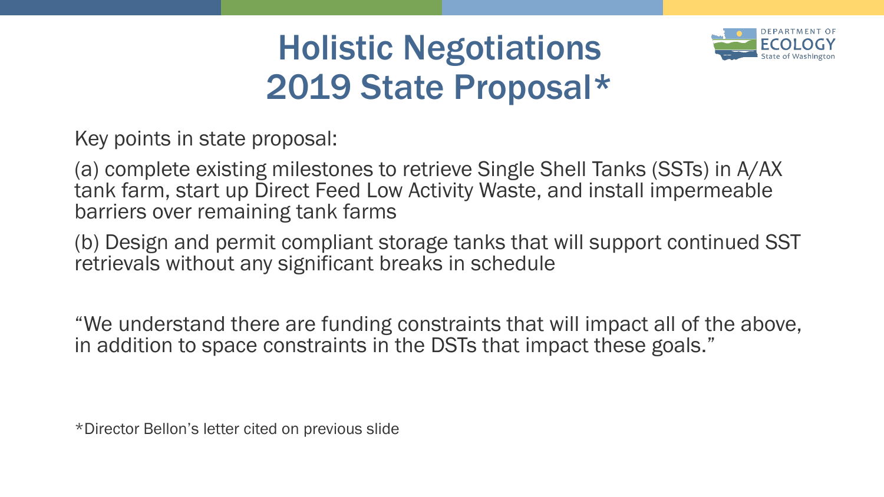# Holistic Negotiations 2019 State Proposal*

Key points in state proposal:

(a) complete existing milestones to retrieve Single Shell Tanks (SSTs) in A/AX tank farm, start up Direct Feed Low Activity Waste, and install impermeable barriers over remaining tank farms

(b) Design and permit compliant storage tanks that will support continued SST retrievals without any significant breaks in schedule

"We understand there are funding constraints that will impact all of the above, in addition to space constraints in the DSTs that impact these goals."

*Director Bellon's letter cited on previous slide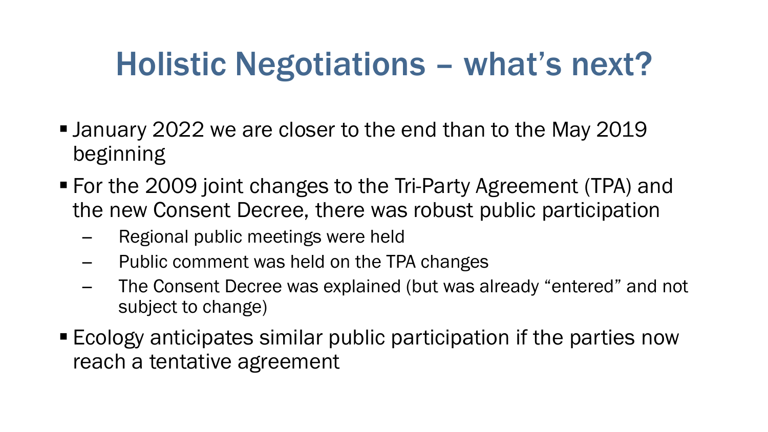# Holistic Negotiations – what's next?

- January 2022 we are closer to the end than to the May 2019 beginning
- For the 2009 joint changes to the Tri-Party Agreement (TPA) and the new Consent Decree, there was robust public participation
  - Regional public meetings were held
  - Public comment was held on the TPA changes
  - The Consent Decree was explained (but was already "entered" and not subject to change)
- Ecology anticipates similar public participation if the parties now reach a tentative agreement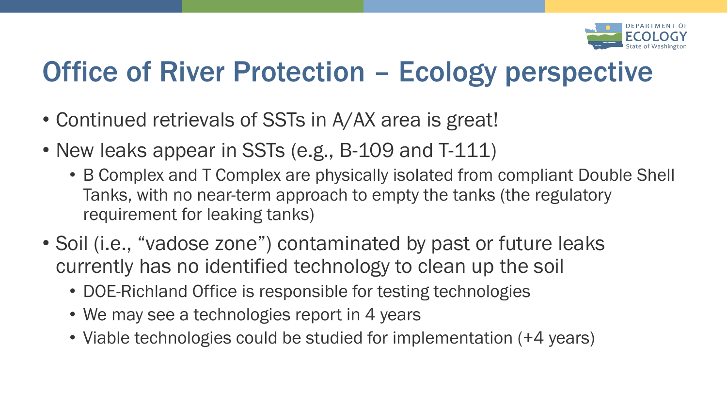# Office of River Protection – Ecology perspective

- Continued retrievals of SSTs in A/AX area is great!
- New leaks appear in SSTs (e.g., B-109 and T-111)
  - B Complex and T Complex are physically isolated from compliant Double Shell Tanks, with no near-term approach to empty the tanks (the regulatory requirement for leaking tanks)
- Soil (i.e., "vadose zone") contaminated by past or future leaks currently has no identified technology to clean up the soil
  - DOE-Richland Office is responsible for testing technologies
  - We may see a technologies report in 4 years
  - Viable technologies could be studied for implementation (+4 years)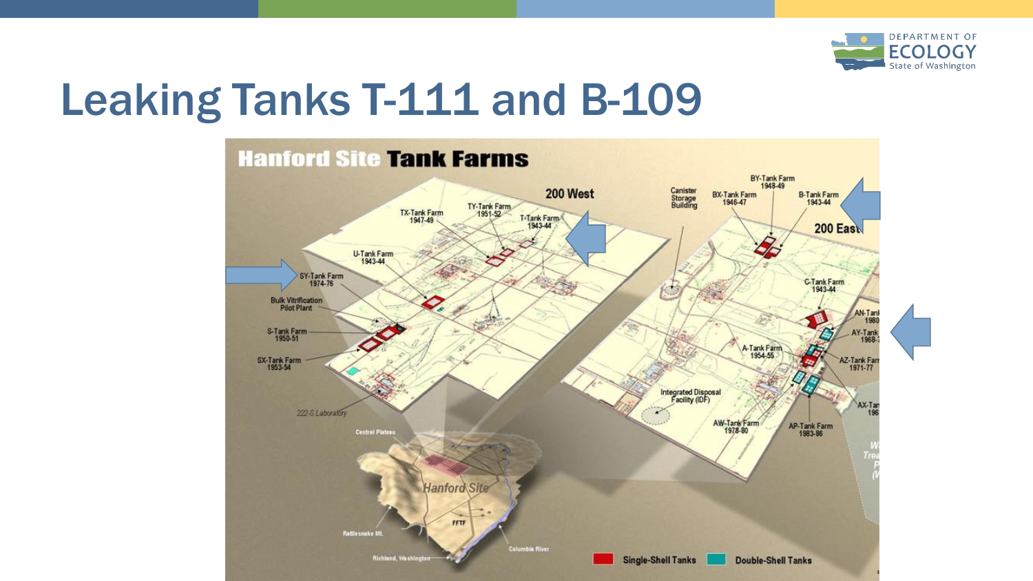# Leaking Tanks T-111 and B-109

Hanford Site Tank Farms

200 West

200 East

TX-Tank Farm 1947-49

TY-Tank Farm 1951-52

T-Tank Farm 1943-44

U-Tank Farm 1943-44

SY-Tank Farm 1974-76

Bulk Vitrification Pilot Plant

S-Tank Farm 1950-51

SX-Tank Farm 1953-54

222-S Laboratory

Canister Storage Building

BX-Tank Farm 1946-47

BY-Tank Farm 1948-49

B-Tank Farm 1943-44

C-Tank Farm 1943-44

AN-Tank 1980

AY-Tank 1968-7

AZ-Tank Farm 1971-77

AX-Tan 196

A-Tank Farm 1954-55

Integrated Disposal Facility (IDF)

AW-Tank Farm 1978-80

AP-Tank Farm 1983-86

Central Plateau

Hanford Site

FFTF

Rattlesnake Mt.

Richland, Washington

Columbia River

Single-Shell Tanks

Double-Shell Tanks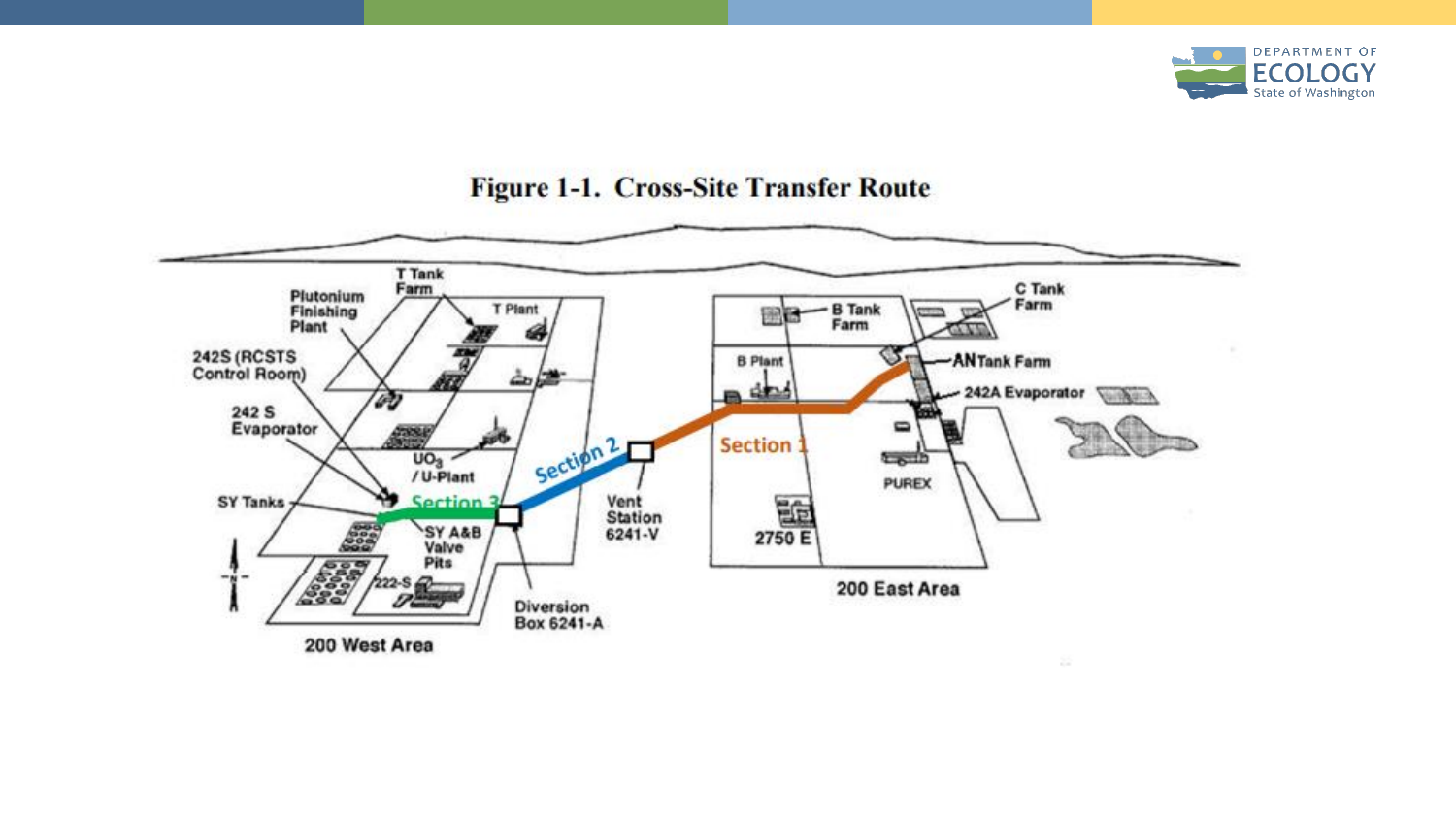# Figure 1-1. Cross-Site Transfer Route

T Tank Farm

Plutonium Finishing Plant

T Plant

242S (RCSTS Control Room)

242 S Evaporator

$UO_3$ / U-Plant

SY Tanks

Section 3

SY A&B Valve Pits

222-S

Section 2

Diversion Box 6241-A

Vent Station 6241-V

Section 1

B Tank Farm

B Plant

C Tank Farm

AN Tank Farm

242A Evaporator

PUREX

2750 E

200 West Area

200 East Area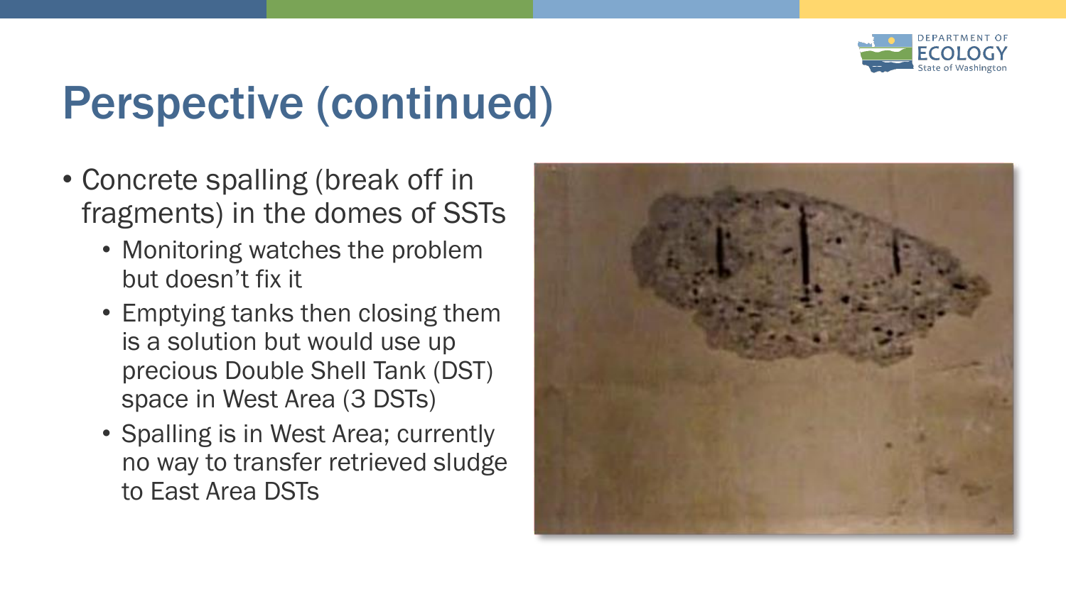# Perspective (continued)

- Concrete spalling (break off in fragments) in the domes of SSTs
  - Monitoring watches the problem but doesn't fix it
  - Emptying tanks then closing them is a solution but would use up precious Double Shell Tank (DST) space in West Area (3 DSTs)
  - Spalling is in West Area; currently no way to transfer retrieved sludge to East Area DSTs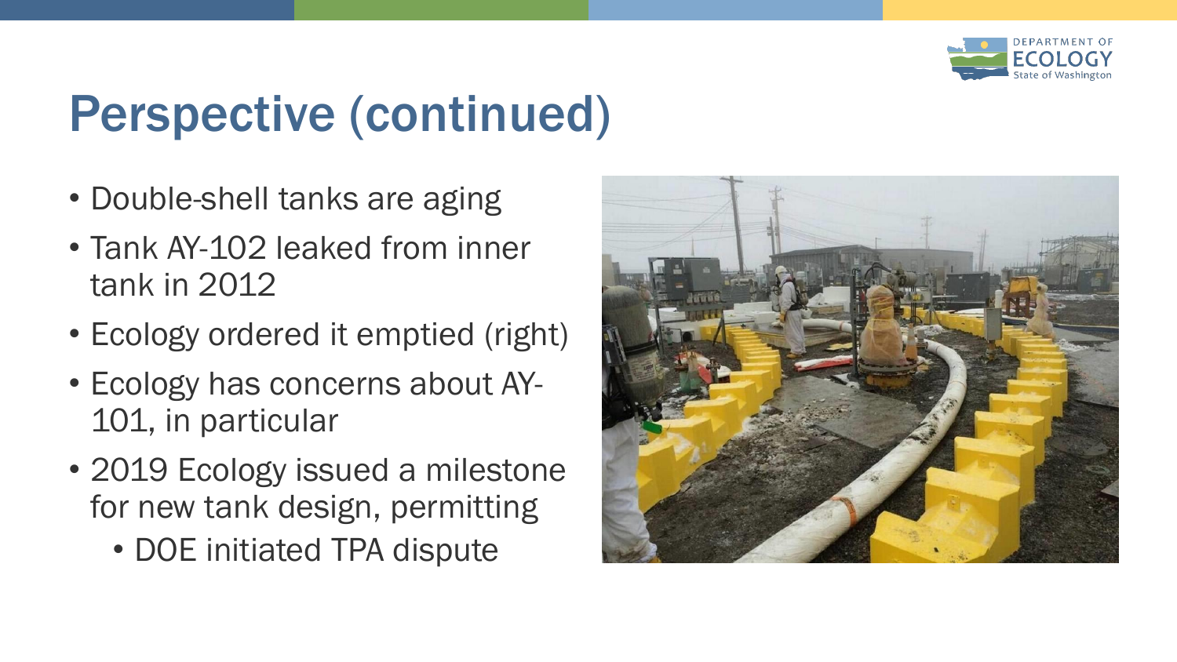# Perspective (continued)

- Double-shell tanks are aging
- Tank AY-102 leaked from inner tank in 2012
- Ecology ordered it emptied (right)
- Ecology has concerns about AY-101, in particular
- 2019 Ecology issued a milestone for new tank design, permitting
  - DOE initiated TPA dispute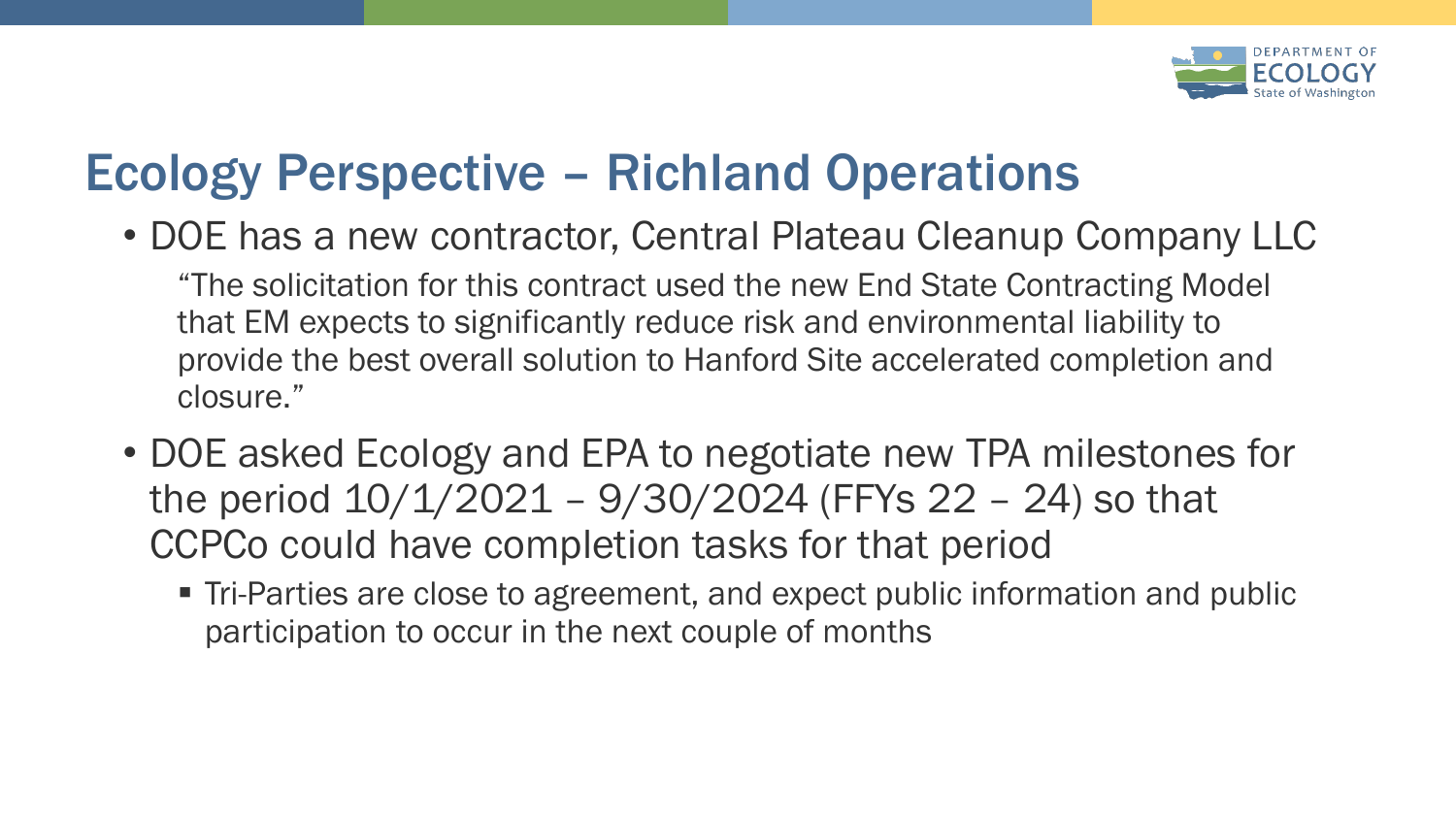# Ecology Perspective – Richland Operations

- DOE has a new contractor, Central Plateau Cleanup Company LLC

  "The solicitation for this contract used the new End State Contracting Model that EM expects to significantly reduce risk and environmental liability to provide the best overall solution to Hanford Site accelerated completion and closure."

- DOE asked Ecology and EPA to negotiate new TPA milestones for the period 10/1/2021 – 9/30/2024 (FFYs 22 – 24) so that CCPCo could have completion tasks for that period
  - Tri-Parties are close to agreement, and expect public information and public participation to occur in the next couple of months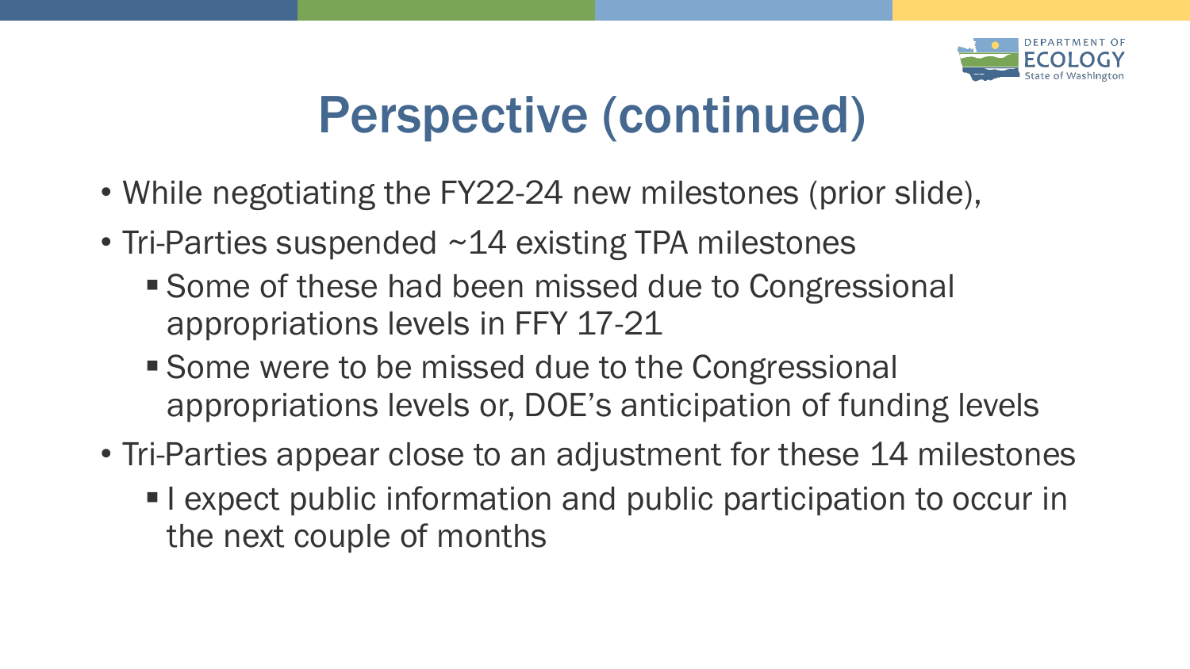# Perspective (continued)

- While negotiating the FY22-24 new milestones (prior slide),
- Tri-Parties suspended ~14 existing TPA milestones
  - Some of these had been missed due to Congressional appropriations levels in FFY 17-21
  - Some were to be missed due to the Congressional appropriations levels or, DOE's anticipation of funding levels
- Tri-Parties appear close to an adjustment for these 14 milestones
  - I expect public information and public participation to occur in the next couple of months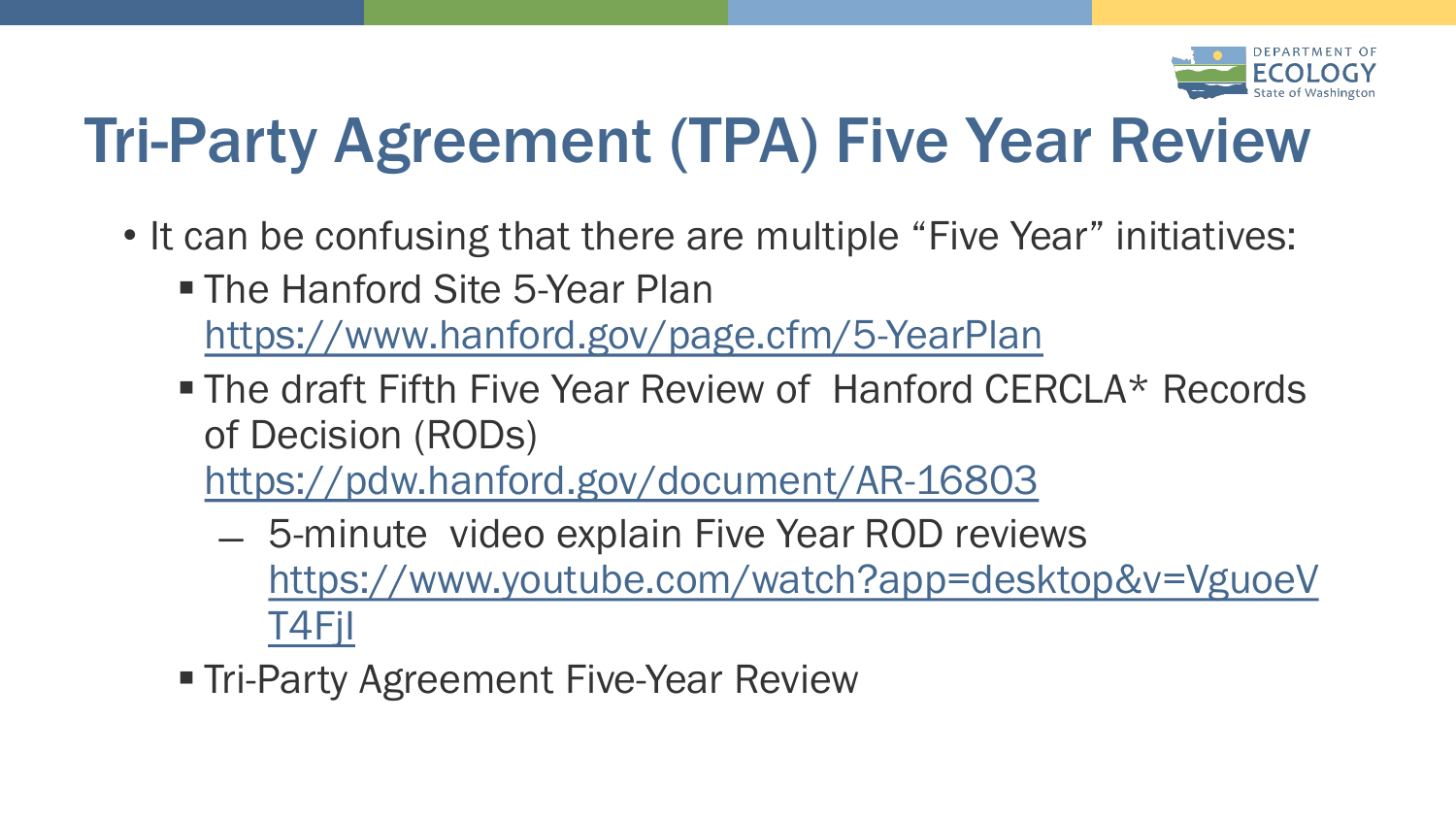# Tri-Party Agreement (TPA) Five Year Review

- It can be confusing that there are multiple "Five Year" initiatives:
  - The Hanford Site 5-Year Plan https://www.hanford.gov/page.cfm/5-YearPlan
  - The draft Fifth Five Year Review of Hanford CERCLA* Records of Decision (RODs) https://pdw.hanford.gov/document/AR-16803
    - 5-minute video explain Five Year ROD reviews https://www.youtube.com/watch?app=desktop&v=VguoeVT4FjI
  - Tri-Party Agreement Five-Year Review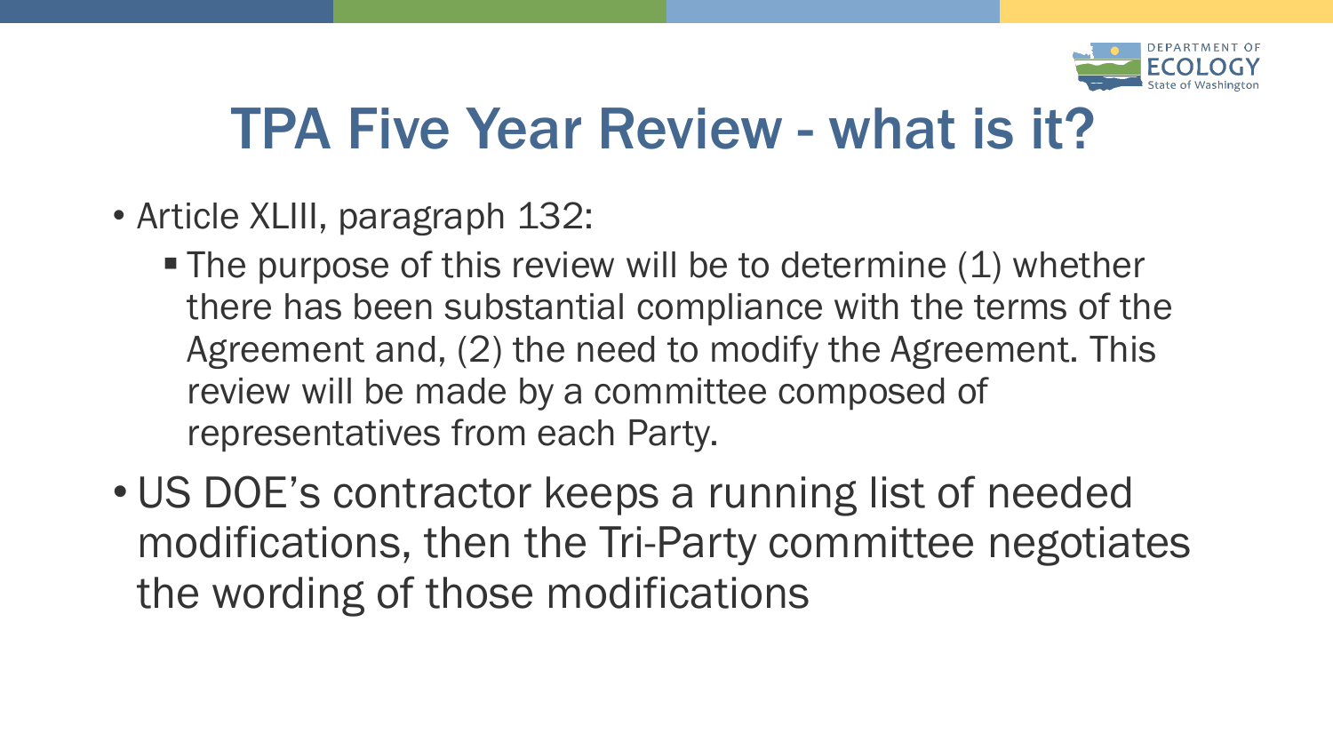# TPA Five Year Review - what is it?

- Article XLIII, paragraph 132:
  - The purpose of this review will be to determine (1) whether there has been substantial compliance with the terms of the Agreement and, (2) the need to modify the Agreement. This review will be made by a committee composed of representatives from each Party.
- US DOE's contractor keeps a running list of needed modifications, then the Tri-Party committee negotiates the wording of those modifications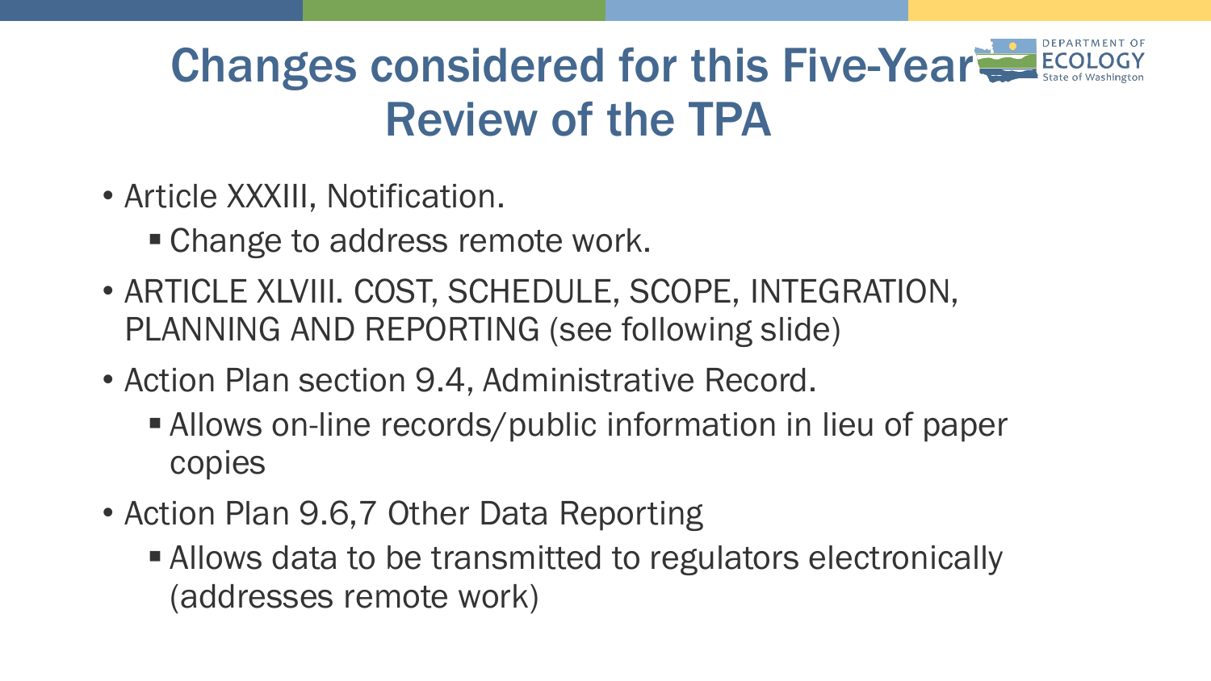# Changes considered for this Five-Year Review of the TPA

- Article XXXIII, Notification.
  - Change to address remote work.
- ARTICLE XLVIII. COST, SCHEDULE, SCOPE, INTEGRATION, PLANNING AND REPORTING (see following slide)
- Action Plan section 9.4, Administrative Record.
  - Allows on-line records/public information in lieu of paper copies
- Action Plan 9.6,7 Other Data Reporting
  - Allows data to be transmitted to regulators electronically (addresses remote work)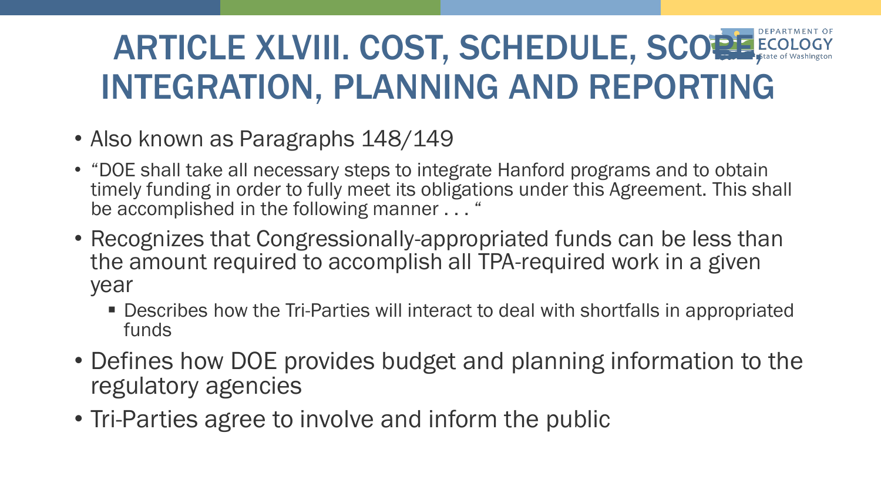# ARTICLE XLVIII. COST, SCHEDULE, SCOPE, INTEGRATION, PLANNING AND REPORTING

- Also known as Paragraphs 148/149
- "DOE shall take all necessary steps to integrate Hanford programs and to obtain timely funding in order to fully meet its obligations under this Agreement. This shall be accomplished in the following manner . . . "
- Recognizes that Congressionally-appropriated funds can be less than the amount required to accomplish all TPA-required work in a given year
  - Describes how the Tri-Parties will interact to deal with shortfalls in appropriated funds
- Defines how DOE provides budget and planning information to the regulatory agencies
- Tri-Parties agree to involve and inform the public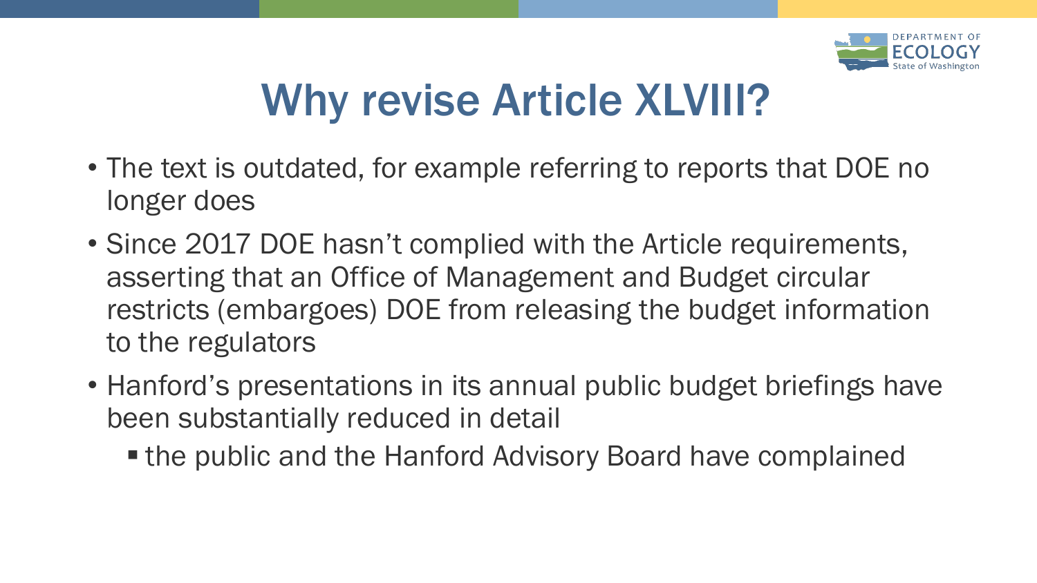# Why revise Article XLVIII?

- The text is outdated, for example referring to reports that DOE no longer does
- Since 2017 DOE hasn't complied with the Article requirements, asserting that an Office of Management and Budget circular restricts (embargoes) DOE from releasing the budget information to the regulators
- Hanford's presentations in its annual public budget briefings have been substantially reduced in detail
  - the public and the Hanford Advisory Board have complained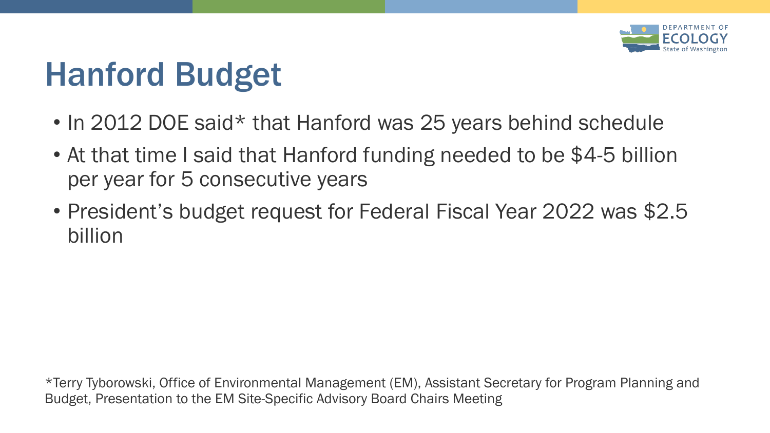# Hanford Budget

- In 2012 DOE said* that Hanford was 25 years behind schedule
- At that time I said that Hanford funding needed to be $4-5 billion per year for 5 consecutive years
- President's budget request for Federal Fiscal Year 2022 was $2.5 billion

*Terry Tyborowski, Office of Environmental Management (EM), Assistant Secretary for Program Planning and Budget, Presentation to the EM Site-Specific Advisory Board Chairs Meeting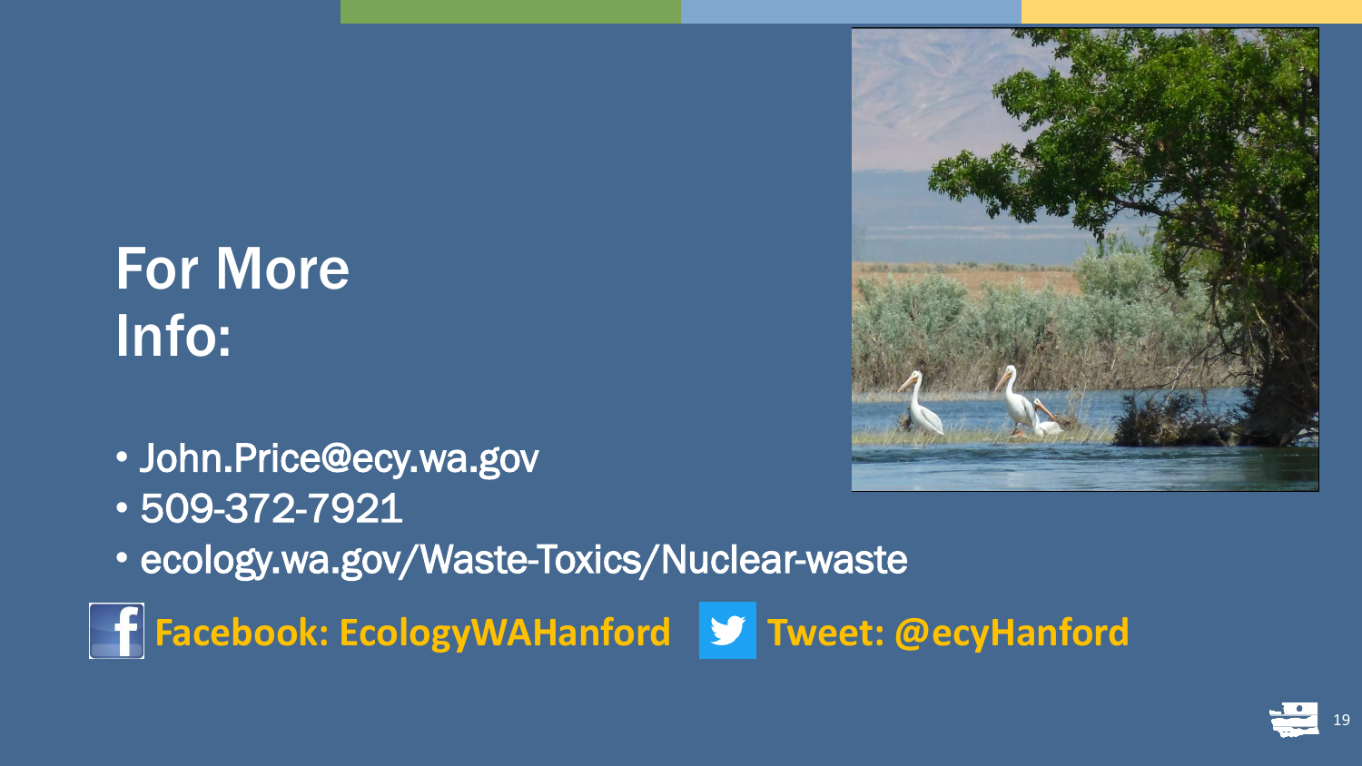# For More Info:

- John.Price@ecy.wa.gov
- 509-372-7921
- ecology.wa.gov/Waste-Toxics/Nuclear-waste

**Facebook: EcologyWAHanford** **Tweet: @ecyHanford**